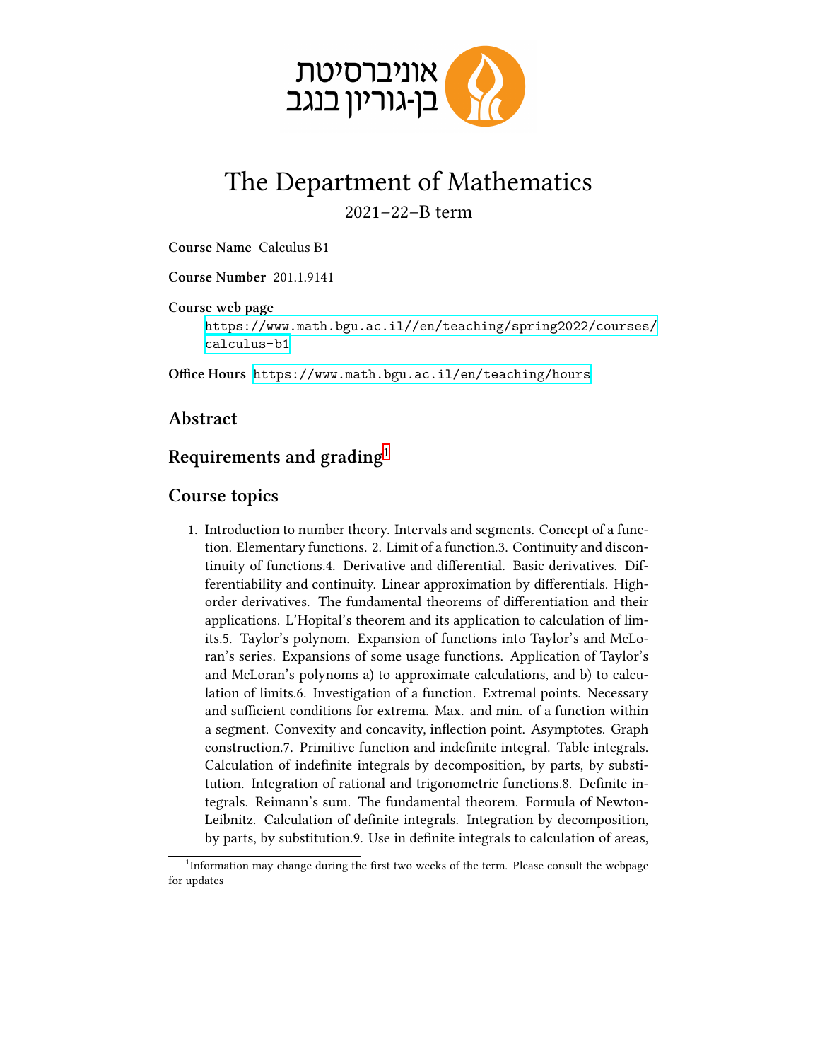אוניברסיטת
בן-גוריון בנגב

# The Department of Mathematics

2021–22–B term

**Course Name** Calculus B1

**Course Number** 201.1.9141

**Course web page**
https://www.math.bgu.ac.il//en/teaching/spring2022/courses/calculus-b1

**Office Hours** https://www.math.bgu.ac.il/en/teaching/hours

## Abstract

## Requirements and grading[1]

## Course topics

1. Introduction to number theory. Intervals and segments. Concept of a function. Elementary functions. 2. Limit of a function.3. Continuity and discontinuity of functions.4. Derivative and differential. Basic derivatives. Differentiability and continuity. Linear approximation by differentials. High-order derivatives. The fundamental theorems of differentiation and their applications. L'Hopital's theorem and its application to calculation of limits.5. Taylor's polynom. Expansion of functions into Taylor's and McLoran's series. Expansions of some usage functions. Application of Taylor's and McLoran's polynoms a) to approximate calculations, and b) to calculation of limits.6. Investigation of a function. Extremal points. Necessary and sufficient conditions for extrema. Max. and min. of a function within a segment. Convexity and concavity, inflection point. Asymptotes. Graph construction.7. Primitive function and indefinite integral. Table integrals. Calculation of indefinite integrals by decomposition, by parts, by substitution. Integration of rational and trigonometric functions.8. Definite integrals. Reimann's sum. The fundamental theorem. Formula of Newton-Leibnitz. Calculation of definite integrals. Integration by decomposition, by parts, by substitution.9. Use in definite integrals to calculation of areas,

[1] Information may change during the first two weeks of the term. Please consult the webpage for updates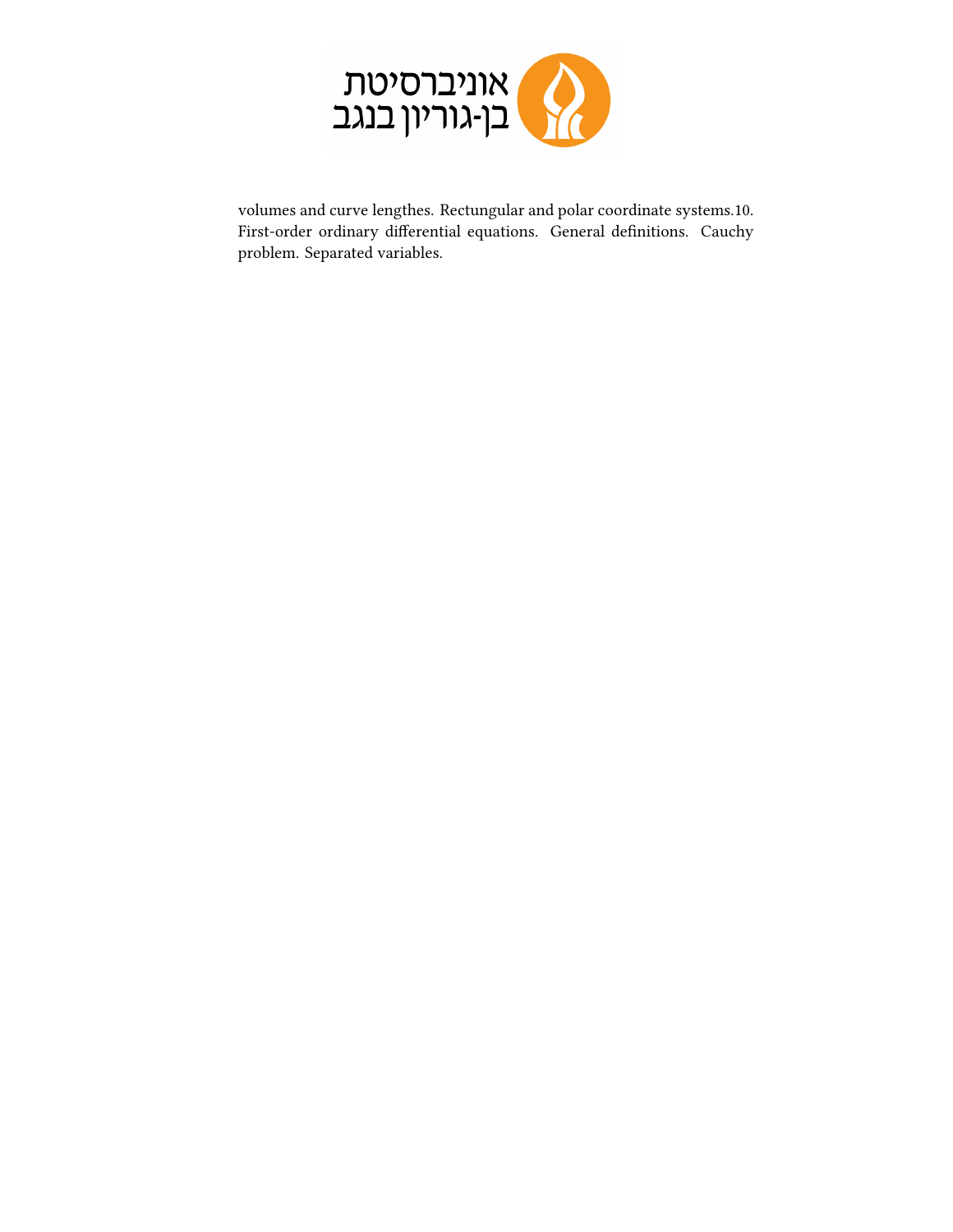volumes and curve lengthes. Rectungular and polar coordinate systems.10. First-order ordinary differential equations. General definitions. Cauchy problem. Separated variables.